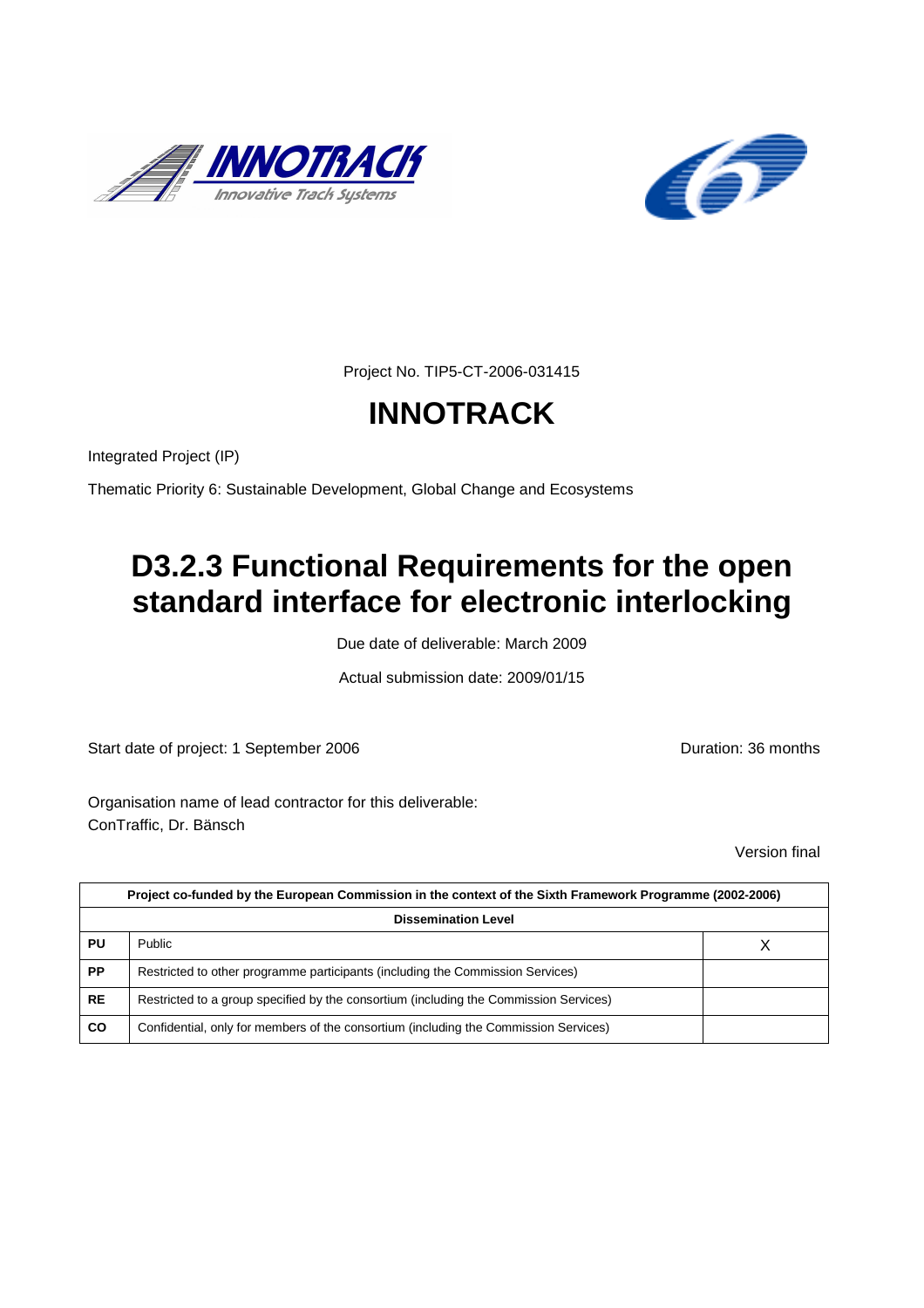Project No. TIP5-CT-2006-031415

# INNOTRACK

Integrated Project (IP)

Thematic Priority 6: Sustainable Development, Global Change and Ecosystems

# D3.2.3 Functional Requirements for the open standard interface for electronic interlocking

Due date of deliverable: March 2009

Actual submission date: 2009/01/15

Start date of project: 1 September 2006

Duration: 36 months

Organisation name of lead contractor for this deliverable:
ConTraffic, Dr. Bänsch

Version final

| Project co-funded by the European Commission in the context of the Sixth Framework Programme (2002-2006) | | |
|---|---|---|
| **Dissemination Level** | | |
| **PU** | Public | X |
| **PP** | Restricted to other programme participants (including the Commission Services) | |
| **RE** | Restricted to a group specified by the consortium (including the Commission Services) | |
| **CO** | Confidential, only for members of the consortium (including the Commission Services) | |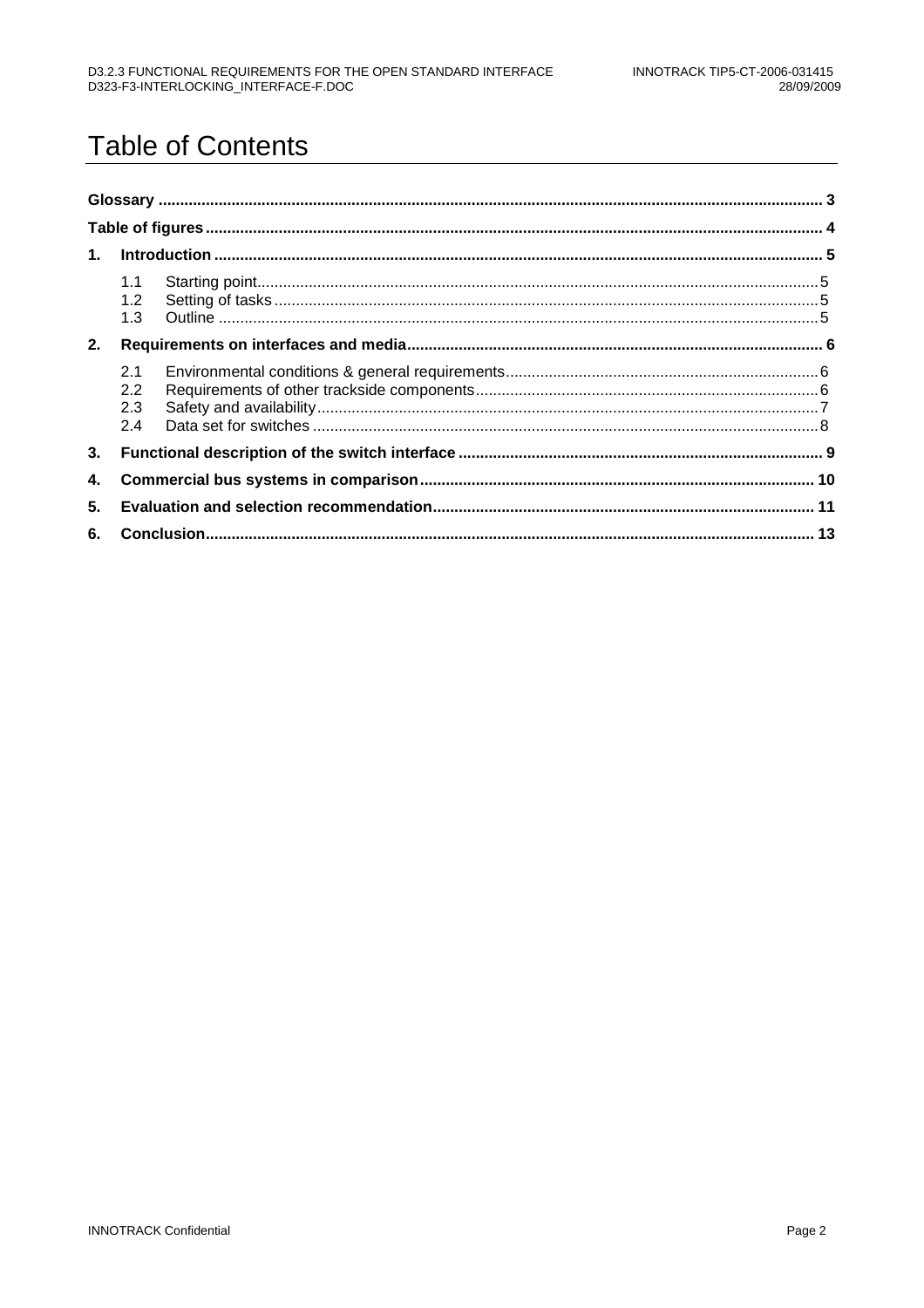# Table of Contents

**Glossary** ........................................................................................................................................................ 3

**Table of figures** ............................................................................................................................................ 4

**1. Introduction** .............................................................................................................................................. 5

- 1.1 Starting point ............................................................................................................................................. 5
- 1.2 Setting of tasks .......................................................................................................................................... 5
- 1.3 Outline ....................................................................................................................................................... 5

**2. Requirements on interfaces and media** ................................................................................................ 6

- 2.1 Environmental conditions & general requirements ................................................................................... 6
- 2.2 Requirements of other trackside components .......................................................................................... 6
- 2.3 Safety and availability ................................................................................................................................ 7
- 2.4 Data set for switches ................................................................................................................................. 8

**3. Functional description of the switch interface** ..................................................................................... 9

**4. Commercial bus systems in comparison** ............................................................................................ 10

**5. Evaluation and selection recommendation** ......................................................................................... 11

**6. Conclusion** .............................................................................................................................................. 13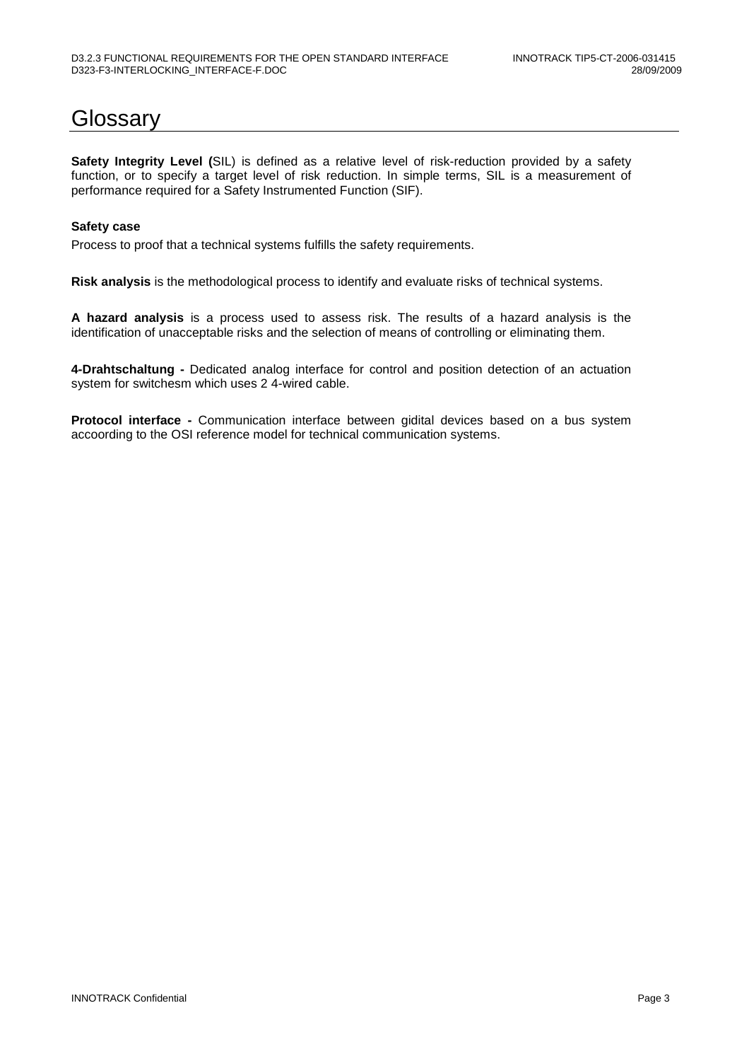# Glossary

**Safety Integrity Level (**SIL) is defined as a relative level of risk-reduction provided by a safety function, or to specify a target level of risk reduction. In simple terms, SIL is a measurement of performance required for a Safety Instrumented Function (SIF).

**Safety case**

Process to proof that a technical systems fulfills the safety requirements.

**Risk analysis** is the methodological process to identify and evaluate risks of technical systems.

**A hazard analysis** is a process used to assess risk. The results of a hazard analysis is the identification of unacceptable risks and the selection of means of controlling or eliminating them.

**4-Drahtschaltung -** Dedicated analog interface for control and position detection of an actuation system for switchesm which uses 2 4-wired cable.

**Protocol interface -** Communication interface between gidital devices based on a bus system accoording to the OSI reference model for technical communication systems.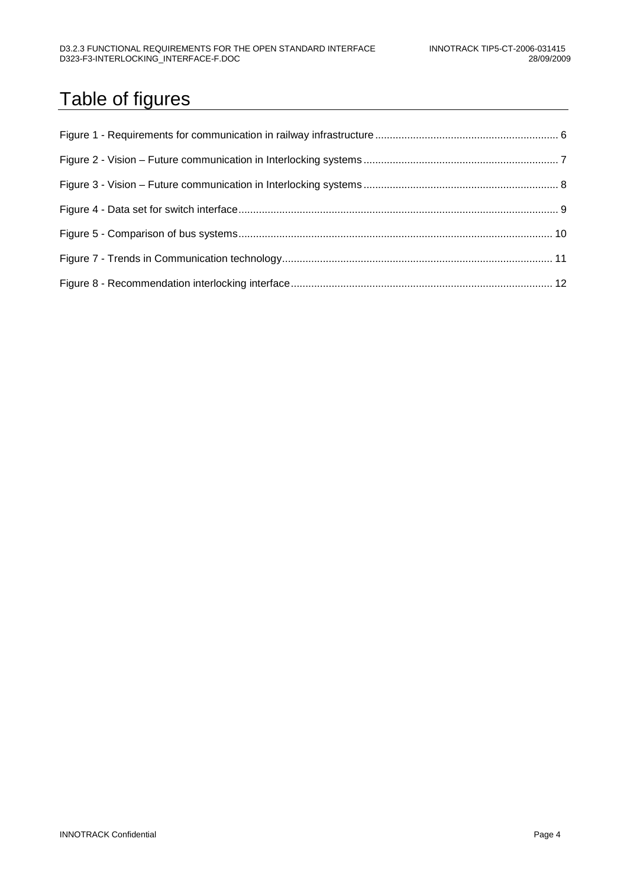# Table of figures

Figure 1 - Requirements for communication in railway infrastructure ........ 6

Figure 2 - Vision – Future communication in Interlocking systems ........ 7

Figure 3 - Vision – Future communication in Interlocking systems ........ 8

Figure 4 - Data set for switch interface ........ 9

Figure 5 - Comparison of bus systems ........ 10

Figure 7 - Trends in Communication technology ........ 11

Figure 8 - Recommendation interlocking interface ........ 12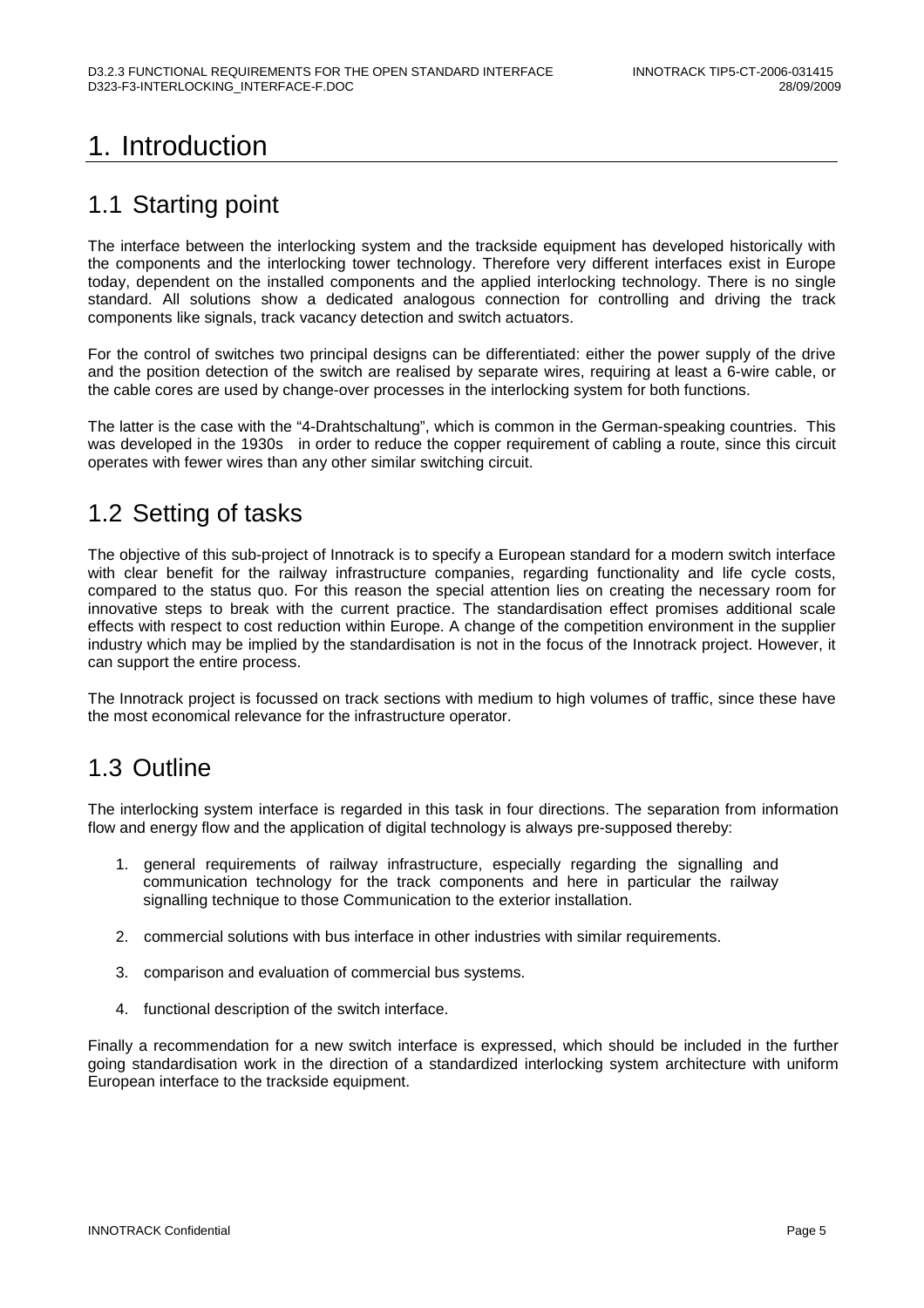# 1. Introduction

## 1.1 Starting point

The interface between the interlocking system and the trackside equipment has developed historically with the components and the interlocking tower technology. Therefore very different interfaces exist in Europe today, dependent on the installed components and the applied interlocking technology. There is no single standard. All solutions show a dedicated analogous connection for controlling and driving the track components like signals, track vacancy detection and switch actuators.

For the control of switches two principal designs can be differentiated: either the power supply of the drive and the position detection of the switch are realised by separate wires, requiring at least a 6-wire cable, or the cable cores are used by change-over processes in the interlocking system for both functions.

The latter is the case with the "4-Drahtschaltung", which is common in the German-speaking countries. This was developed in the 1930s in order to reduce the copper requirement of cabling a route, since this circuit operates with fewer wires than any other similar switching circuit.

## 1.2 Setting of tasks

The objective of this sub-project of Innotrack is to specify a European standard for a modern switch interface with clear benefit for the railway infrastructure companies, regarding functionality and life cycle costs, compared to the status quo. For this reason the special attention lies on creating the necessary room for innovative steps to break with the current practice. The standardisation effect promises additional scale effects with respect to cost reduction within Europe. A change of the competition environment in the supplier industry which may be implied by the standardisation is not in the focus of the Innotrack project. However, it can support the entire process.

The Innotrack project is focussed on track sections with medium to high volumes of traffic, since these have the most economical relevance for the infrastructure operator.

## 1.3 Outline

The interlocking system interface is regarded in this task in four directions. The separation from information flow and energy flow and the application of digital technology is always pre-supposed thereby:

1. general requirements of railway infrastructure, especially regarding the signalling and communication technology for the track components and here in particular the railway signalling technique to those Communication to the exterior installation.

2. commercial solutions with bus interface in other industries with similar requirements.

3. comparison and evaluation of commercial bus systems.

4. functional description of the switch interface.

Finally a recommendation for a new switch interface is expressed, which should be included in the further going standardisation work in the direction of a standardized interlocking system architecture with uniform European interface to the trackside equipment.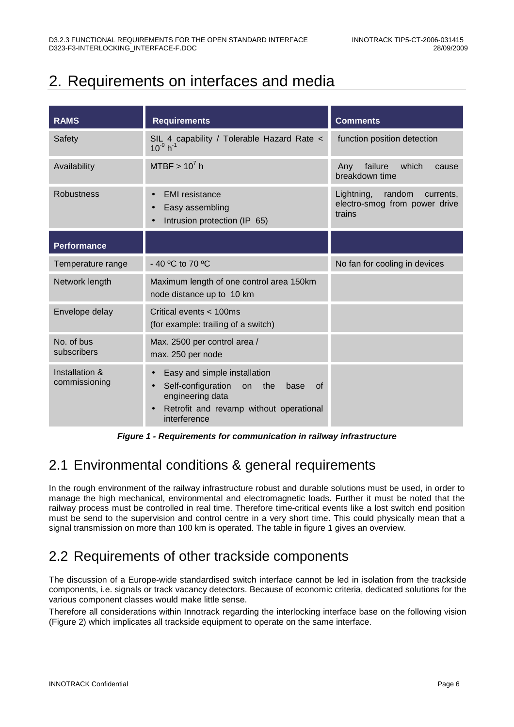# 2. Requirements on interfaces and media

| RAMS | Requirements | Comments |
|---|---|---|
| Safety | SIL 4 capability / Tolerable Hazard Rate < $10^{-9}$ $h^{-1}$ | function position detection |
| Availability | MTBF > $10^{7}$ h | Any failure which cause breakdown time |
| Robustness | • EMI resistance<br>• Easy assembling<br>• Intrusion protection (IP 65) | Lightning, random currents, electro-smog from power drive trains |
| **Performance** | | |
| Temperature range | - 40 ºC to 70 ºC | No fan for cooling in devices |
| Network length | Maximum length of one control area 150km<br>node distance up to 10 km | |
| Envelope delay | Critical events < 100ms<br>(for example: trailing of a switch) | |
| No. of bus subscribers | Max. 2500 per control area /<br>max. 250 per node | |
| Installation & commissioning | • Easy and simple installation<br>• Self-configuration on the base of engineering data<br>• Retrofit and revamp without operational interference | |

***Figure 1 - Requirements for communication in railway infrastructure***

## 2.1 Environmental conditions & general requirements

In the rough environment of the railway infrastructure robust and durable solutions must be used, in order to manage the high mechanical, environmental and electromagnetic loads. Further it must be noted that the railway process must be controlled in real time. Therefore time-critical events like a lost switch end position must be send to the supervision and control centre in a very short time. This could physically mean that a signal transmission on more than 100 km is operated. The table in figure 1 gives an overview.

## 2.2 Requirements of other trackside components

The discussion of a Europe-wide standardised switch interface cannot be led in isolation from the trackside components, i.e. signals or track vacancy detectors. Because of economic criteria, dedicated solutions for the various component classes would make little sense.

Therefore all considerations within Innotrack regarding the interlocking interface base on the following vision (Figure 2) which implicates all trackside equipment to operate on the same interface.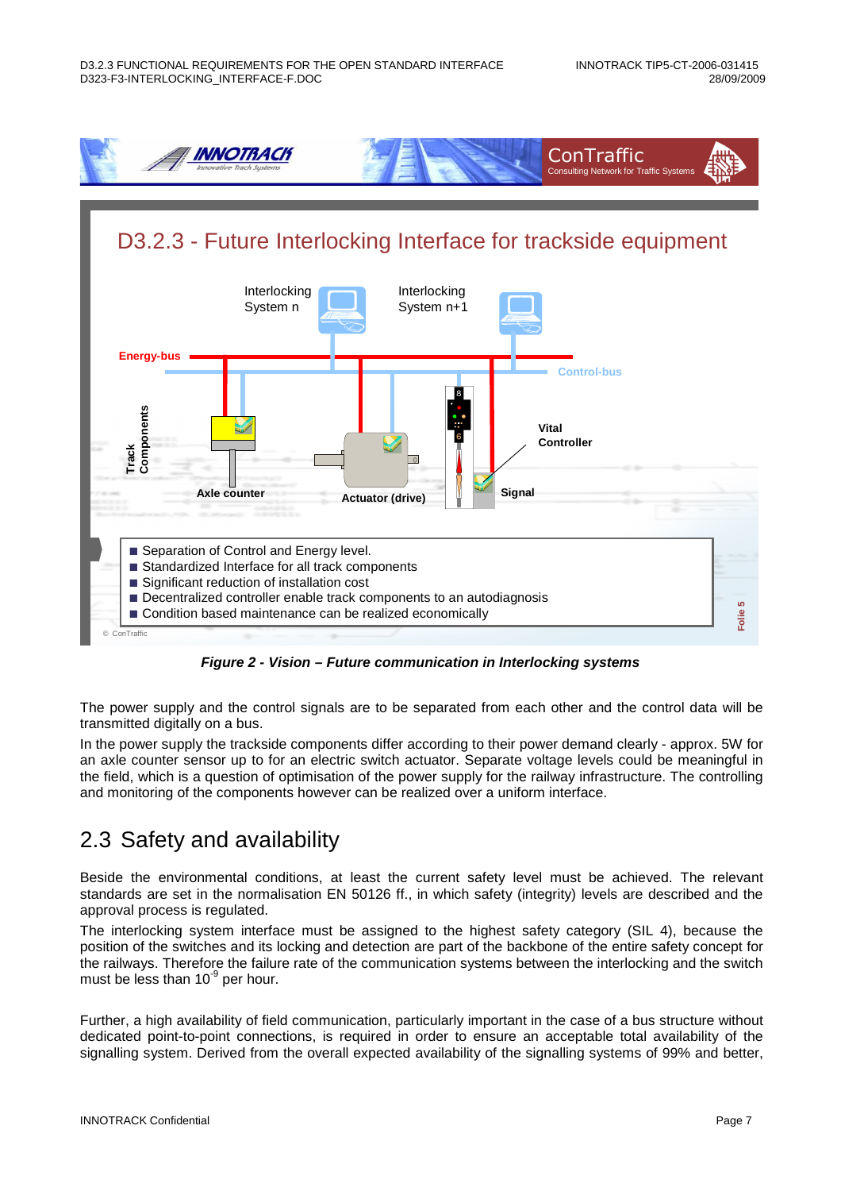*Figure 2 - Vision – Future communication in Interlocking systems*

The power supply and the control signals are to be separated from each other and the control data will be transmitted digitally on a bus.

In the power supply the trackside components differ according to their power demand clearly - approx. 5W for an axle counter sensor up to for an electric switch actuator. Separate voltage levels could be meaningful in the field, which is a question of optimisation of the power supply for the railway infrastructure. The controlling and monitoring of the components however can be realized over a uniform interface.

## 2.3 Safety and availability

Beside the environmental conditions, at least the current safety level must be achieved. The relevant standards are set in the normalisation EN 50126 ff., in which safety (integrity) levels are described and the approval process is regulated.

The interlocking system interface must be assigned to the highest safety category (SIL 4), because the position of the switches and its locking and detection are part of the backbone of the entire safety concept for the railways. Therefore the failure rate of the communication systems between the interlocking and the switch must be less than $10^{-9}$ per hour.

Further, a high availability of field communication, particularly important in the case of a bus structure without dedicated point-to-point connections, is required in order to ensure an acceptable total availability of the signalling system. Derived from the overall expected availability of the signalling systems of 99% and better,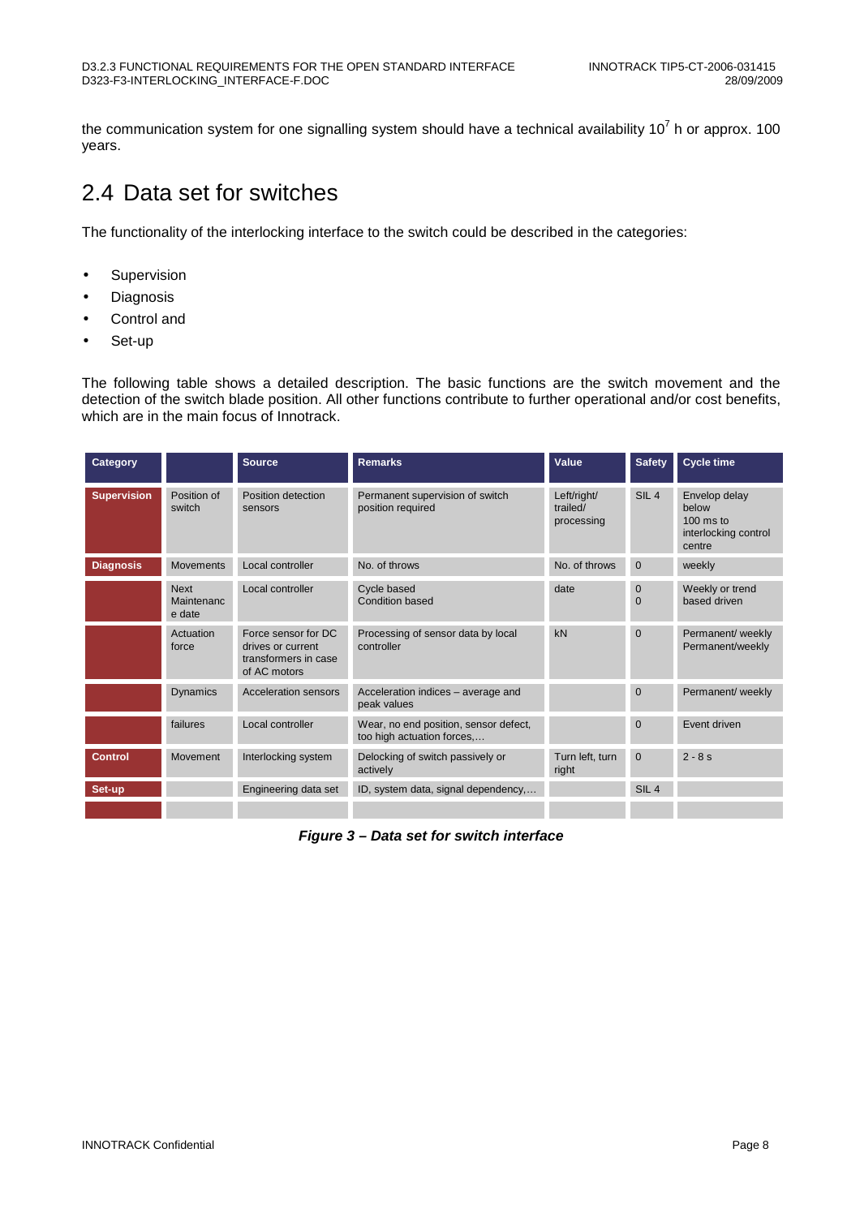the communication system for one signalling system should have a technical availability $10^7$ h or approx. 100 years.

## 2.4 Data set for switches

The functionality of the interlocking interface to the switch could be described in the categories:

- Supervision
- Diagnosis
- Control and
- Set-up

The following table shows a detailed description. The basic functions are the switch movement and the detection of the switch blade position. All other functions contribute to further operational and/or cost benefits, which are in the main focus of Innotrack.

| Category | | Source | Remarks | Value | Safety | Cycle time |
|---|---|---|---|---|---|---|
| **Supervision** | Position of switch | Position detection sensors | Permanent supervision of switch position required | Left/right/ trailed/ processing | SIL 4 | Envelop delay below 100 ms to interlocking control centre |
| **Diagnosis** | Movements | Local controller | No. of throws | No. of throws | 0 | weekly |
| | Next Maintenance date | Local controller | Cycle based<br>Condition based | date | 0<br>0 | Weekly or trend based driven |
| | Actuation force | Force sensor for DC drives or current transformers in case of AC motors | Processing of sensor data by local controller | kN | 0 | Permanent/ weekly<br>Permanent/weekly |
| | Dynamics | Acceleration sensors | Acceleration indices – average and peak values | | 0 | Permanent/ weekly |
| | failures | Local controller | Wear, no end position, sensor defect, too high actuation forces,… | | 0 | Event driven |
| **Control** | Movement | Interlocking system | Delocking of switch passively or actively | Turn left, turn right | 0 | 2 - 8 s |
| **Set-up** | | Engineering data set | ID, system data, signal dependency,… | | SIL 4 | |
| | | | | | | |

***Figure 3 – Data set for switch interface***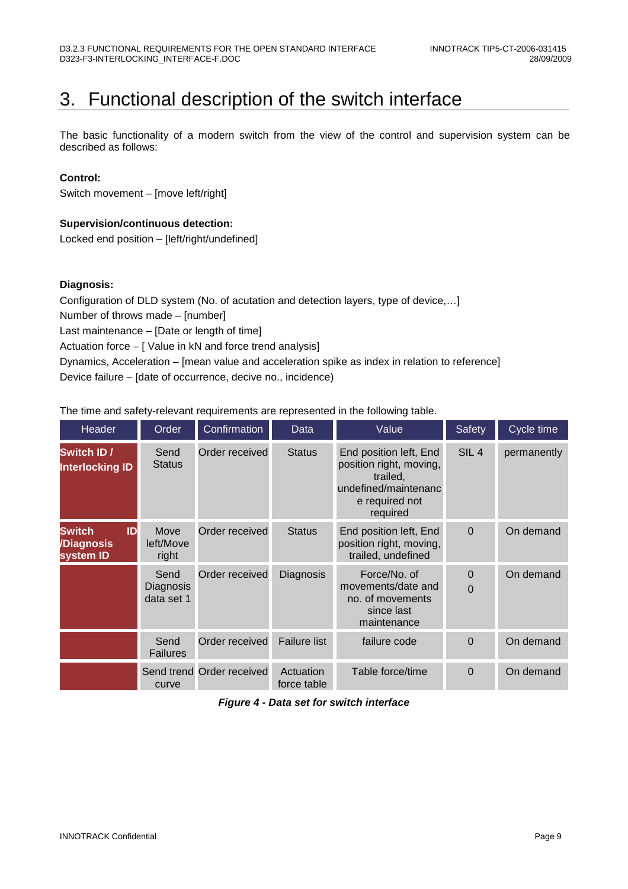# 3. Functional description of the switch interface

The basic functionality of a modern switch from the view of the control and supervision system can be described as follows:

**Control:**

Switch movement – [move left/right]

**Supervision/continuous detection:**

Locked end position – [left/right/undefined]

**Diagnosis:**

Configuration of DLD system (No. of acutation and detection layers, type of device,…]

Number of throws made – [number]

Last maintenance – [Date or length of time]

Actuation force – [ Value in kN and force trend analysis]

Dynamics, Acceleration – [mean value and acceleration spike as index in relation to reference]

Device failure – [date of occurrence, decive no., incidence)

The time and safety-relevant requirements are represented in the following table.

| Header | Order | Confirmation | Data | Value | Safety | Cycle time |
|---|---|---|---|---|---|---|
| **Switch ID / Interlocking ID** | Send Status | Order received | Status | End position left, End position right, moving, trailed, undefined/maintenance required not required | SIL 4 | permanently |
| **Switch ID /Diagnosis system ID** | Move left/Move right | Order received | Status | End position left, End position right, moving, trailed, undefined | 0 | On demand |
| | Send Diagnosis data set 1 | Order received | Diagnosis | Force/No. of movements/date and no. of movements since last maintenance | 0 0 | On demand |
| | Send Failures | Order received | Failure list | failure code | 0 | On demand |
| | Send trend curve | Order received | Actuation force table | Table force/time | 0 | On demand |

***Figure 4 - Data set for switch interface***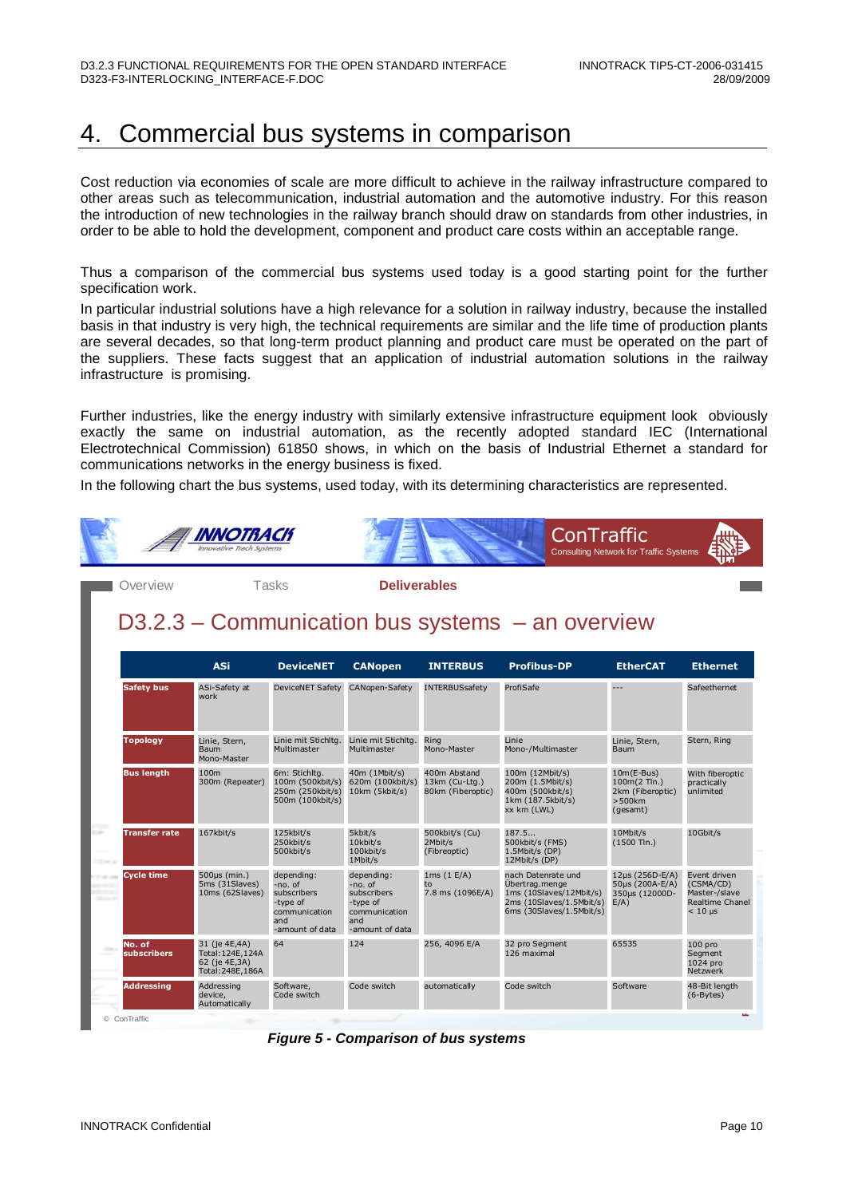# 4. Commercial bus systems in comparison

Cost reduction via economies of scale are more difficult to achieve in the railway infrastructure compared to other areas such as telecommunication, industrial automation and the automotive industry. For this reason the introduction of new technologies in the railway branch should draw on standards from other industries, in order to be able to hold the development, component and product care costs within an acceptable range.

Thus a comparison of the commercial bus systems used today is a good starting point for the further specification work.

In particular industrial solutions have a high relevance for a solution in railway industry, because the installed basis in that industry is very high, the technical requirements are similar and the life time of production plants are several decades, so that long-term product planning and product care must be operated on the part of the suppliers. These facts suggest that an application of industrial automation solutions in the railway infrastructure is promising.

Further industries, like the energy industry with similarly extensive infrastructure equipment look obviously exactly the same on industrial automation, as the recently adopted standard IEC (International Electrotechnical Commission) 61850 shows, in which on the basis of Industrial Ethernet a standard for communications networks in the energy business is fixed.

In the following chart the bus systems, used today, with its determining characteristics are represented.

INNOTRACK – Innovative Track Systems | ConTraffic – Consulting Network for Traffic Systems

Overview | Tasks | **Deliverables**

## D3.2.3 – Communication bus systems – an overview

| | ASi | DeviceNET | CANopen | INTERBUS | Profibus-DP | EtherCAT | Ethernet |
|---|---|---|---|---|---|---|---|
| **Safety bus** | ASi-Safety at work | DeviceNET Safety | CANopen-Safety | INTERBUSsafety | ProfiSafe | --- | Safeethernet |
| **Topology** | Linie, Stern, Baum Mono-Master | Linie mit Stichltg. Multimaster | Linie mit Stichltg. Multimaster | Ring Mono-Master | Linie Mono-/Multimaster | Linie, Stern, Baum | Stern, Ring |
| **Bus length** | 100m 300m (Repeater) | 6m: Stichltg. 100m (500kbit/s) 250m (250kbit/s) 500m (100kbit/s) | 40m (1Mbit/s) 620m (100kbit/s) 10km (5kbit/s) | 400m Abstand 13km (Cu-Ltg.) 80km (Fiberoptic) | 100m (12Mbit/s) 200m (1.5Mbit/s) 400m (500kbit/s) 1km (187.5kbit/s) xx km (LWL) | 10m(E-Bus) 100m(2 Tln.) 2km (Fiberoptic) >500km (gesamt) | With fiberoptic practically unlimited |
| **Transfer rate** | 167kbit/s | 125kbit/s 250kbit/s 500kbit/s | 5kbit/s 10kbit/s 100kbit/s 1Mbit/s | 500kbit/s (Cu) 2Mbit/s (Fibreoptic) | 187.5... 500kbit/s (FMS) 1.5Mbit/s (DP) 12Mbit/s (DP) | 10Mbit/s (1500 Tln.) | 10Gbit/s |
| **Cycle time** | 500µs (min.) 5ms (31Slaves) 10ms (62Slaves) | depending: -no. of subscribers -type of communication and -amount of data | depending: -no. of subscribers -type of communication and -amount of data | 1ms (1 E/A) to 7.8 ms (1096E/A) | nach Datenrate und Übertrag.menge 1ms (10Slaves/12Mbit/s) 2ms (10Slaves/1.5Mbit/s) 6ms (30Slaves/1.5Mbit/s) | 12µs (256D-E/A) 50µs (200A-E/A) 350µs (12000D-E/A) | Event driven (CSMA/CD) Master-/slave Realtime Chanel < 10 µs |
| **No. of subscribers** | 31 (je 4E,4A) Total:124E,124A 62 (je 4E,3A) Total:248E,186A | 64 | 124 | 256, 4096 E/A | 32 pro Segment 126 maximal | 65535 | 100 pro Segment 1024 pro Netzwerk |
| **Addressing** | Addressing device, Automatically | Software, Code switch | Code switch | automatically | Code switch | Software | 48-Bit length (6-Bytes) |

© ConTraffic

***Figure 5 - Comparison of bus systems***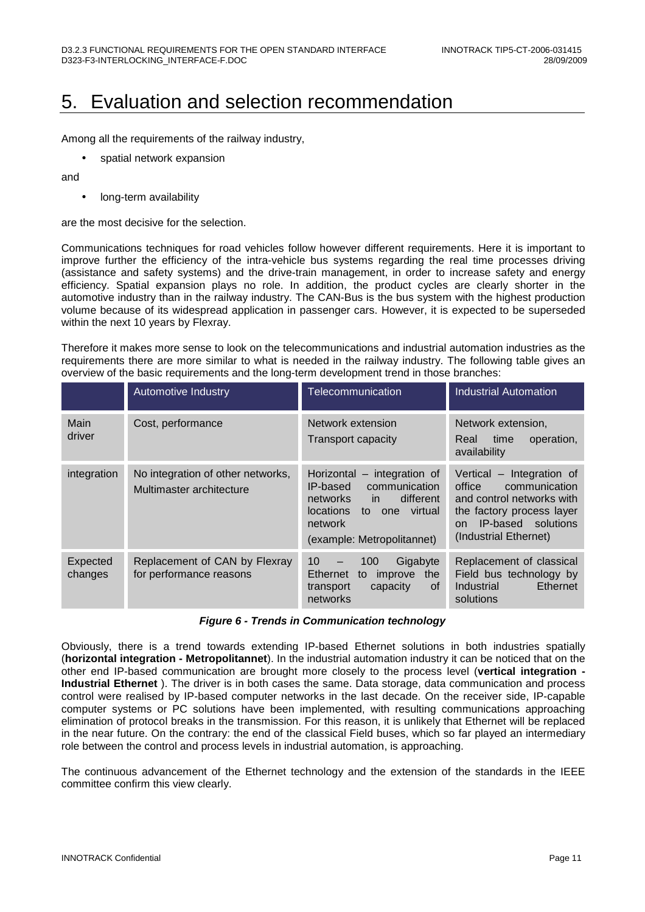# 5. Evaluation and selection recommendation

Among all the requirements of the railway industry,

- spatial network expansion

and

- long-term availability

are the most decisive for the selection.

Communications techniques for road vehicles follow however different requirements. Here it is important to improve further the efficiency of the intra-vehicle bus systems regarding the real time processes driving (assistance and safety systems) and the drive-train management, in order to increase safety and energy efficiency. Spatial expansion plays no role. In addition, the product cycles are clearly shorter in the automotive industry than in the railway industry. The CAN-Bus is the bus system with the highest production volume because of its widespread application in passenger cars. However, it is expected to be superseded within the next 10 years by Flexray.

Therefore it makes more sense to look on the telecommunications and industrial automation industries as the requirements there are more similar to what is needed in the railway industry. The following table gives an overview of the basic requirements and the long-term development trend in those branches:

| | Automotive Industry | Telecommunication | Industrial Automation |
|---|---|---|---|
| Main driver | Cost, performance | Network extension<br>Transport capacity | Network extension,<br>Real time operation, availability |
| integration | No integration of other networks, Multimaster architecture | Horizontal – integration of IP-based communication networks in different locations to one virtual network<br>(example: Metropolitannet) | Vertical – Integration of office communication and control networks with the factory process layer on IP-based solutions (Industrial Ethernet) |
| Expected changes | Replacement of CAN by Flexray for performance reasons | 10 – 100 Gigabyte Ethernet to improve the transport capacity of networks | Replacement of classical Field bus technology by Industrial Ethernet solutions |

***Figure 6 - Trends in Communication technology***

Obviously, there is a trend towards extending IP-based Ethernet solutions in both industries spatially (**horizontal integration - Metropolitannet**). In the industrial automation industry it can be noticed that on the other end IP-based communication are brought more closely to the process level (**vertical integration - Industrial Ethernet** ). The driver is in both cases the same. Data storage, data communication and process control were realised by IP-based computer networks in the last decade. On the receiver side, IP-capable computer systems or PC solutions have been implemented, with resulting communications approaching elimination of protocol breaks in the transmission. For this reason, it is unlikely that Ethernet will be replaced in the near future. On the contrary: the end of the classical Field buses, which so far played an intermediary role between the control and process levels in industrial automation, is approaching.

The continuous advancement of the Ethernet technology and the extension of the standards in the IEEE committee confirm this view clearly.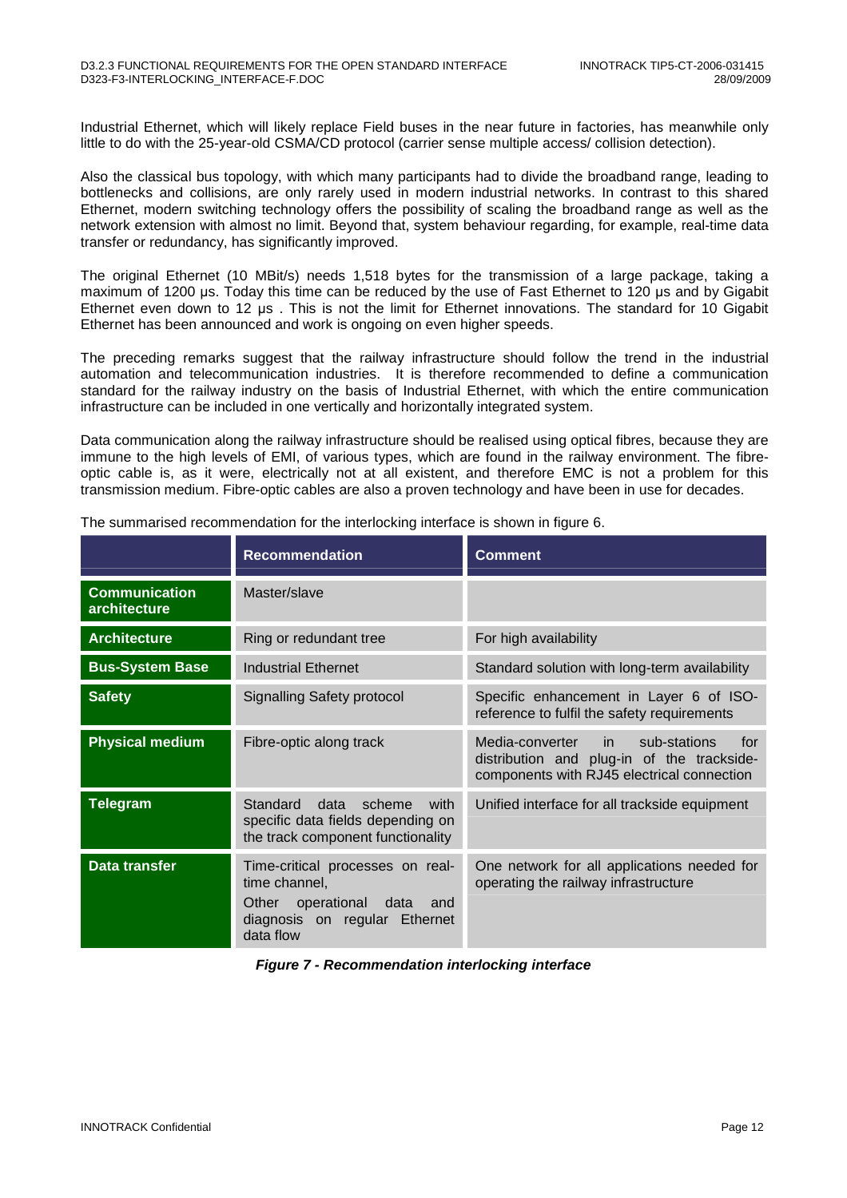Industrial Ethernet, which will likely replace Field buses in the near future in factories, has meanwhile only little to do with the 25-year-old CSMA/CD protocol (carrier sense multiple access/ collision detection).

Also the classical bus topology, with which many participants had to divide the broadband range, leading to bottlenecks and collisions, are only rarely used in modern industrial networks. In contrast to this shared Ethernet, modern switching technology offers the possibility of scaling the broadband range as well as the network extension with almost no limit. Beyond that, system behaviour regarding, for example, real-time data transfer or redundancy, has significantly improved.

The original Ethernet (10 MBit/s) needs 1,518 bytes for the transmission of a large package, taking a maximum of 1200 µs. Today this time can be reduced by the use of Fast Ethernet to 120 µs and by Gigabit Ethernet even down to 12 µs . This is not the limit for Ethernet innovations. The standard for 10 Gigabit Ethernet has been announced and work is ongoing on even higher speeds.

The preceding remarks suggest that the railway infrastructure should follow the trend in the industrial automation and telecommunication industries. It is therefore recommended to define a communication standard for the railway industry on the basis of Industrial Ethernet, with which the entire communication infrastructure can be included in one vertically and horizontally integrated system.

Data communication along the railway infrastructure should be realised using optical fibres, because they are immune to the high levels of EMI, of various types, which are found in the railway environment. The fibre-optic cable is, as it were, electrically not at all existent, and therefore EMC is not a problem for this transmission medium. Fibre-optic cables are also a proven technology and have been in use for decades.

The summarised recommendation for the interlocking interface is shown in figure 6.

| | Recommendation | Comment |
|---|---|---|
| **Communication architecture** | Master/slave | |
| **Architecture** | Ring or redundant tree | For high availability |
| **Bus-System Base** | Industrial Ethernet | Standard solution with long-term availability |
| **Safety** | Signalling Safety protocol | Specific enhancement in Layer 6 of ISO-reference to fulfil the safety requirements |
| **Physical medium** | Fibre-optic along track | Media-converter in sub-stations for distribution and plug-in of the trackside-components with RJ45 electrical connection |
| **Telegram** | Standard data scheme with specific data fields depending on the track component functionality | Unified interface for all trackside equipment |
| **Data transfer** | Time-critical processes on real-time channel,<br>Other operational data and diagnosis on regular Ethernet data flow | One network for all applications needed for operating the railway infrastructure |

***Figure 7 - Recommendation interlocking interface***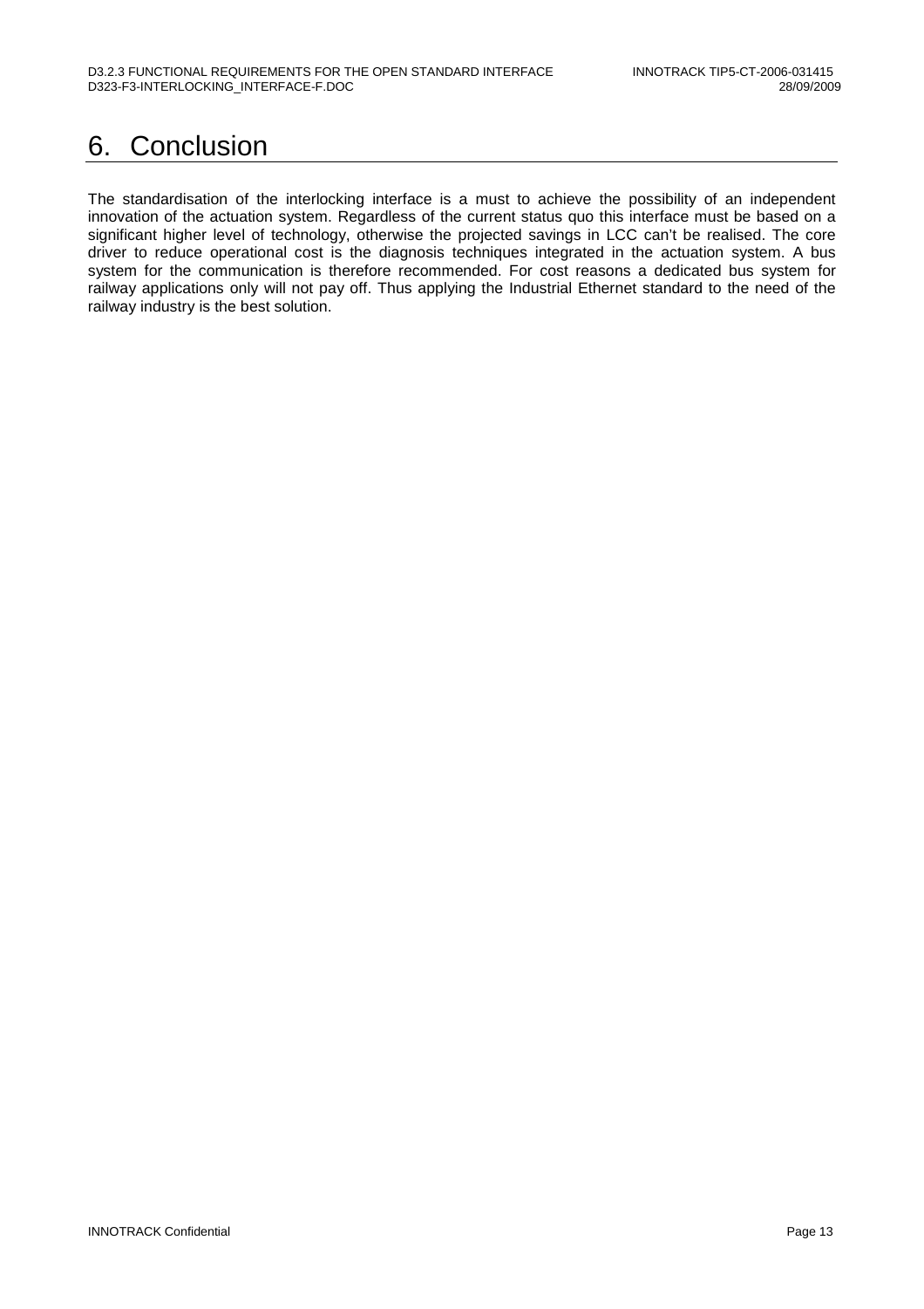# 6. Conclusion

The standardisation of the interlocking interface is a must to achieve the possibility of an independent innovation of the actuation system. Regardless of the current status quo this interface must be based on a significant higher level of technology, otherwise the projected savings in LCC can't be realised. The core driver to reduce operational cost is the diagnosis techniques integrated in the actuation system. A bus system for the communication is therefore recommended. For cost reasons a dedicated bus system for railway applications only will not pay off. Thus applying the Industrial Ethernet standard to the need of the railway industry is the best solution.